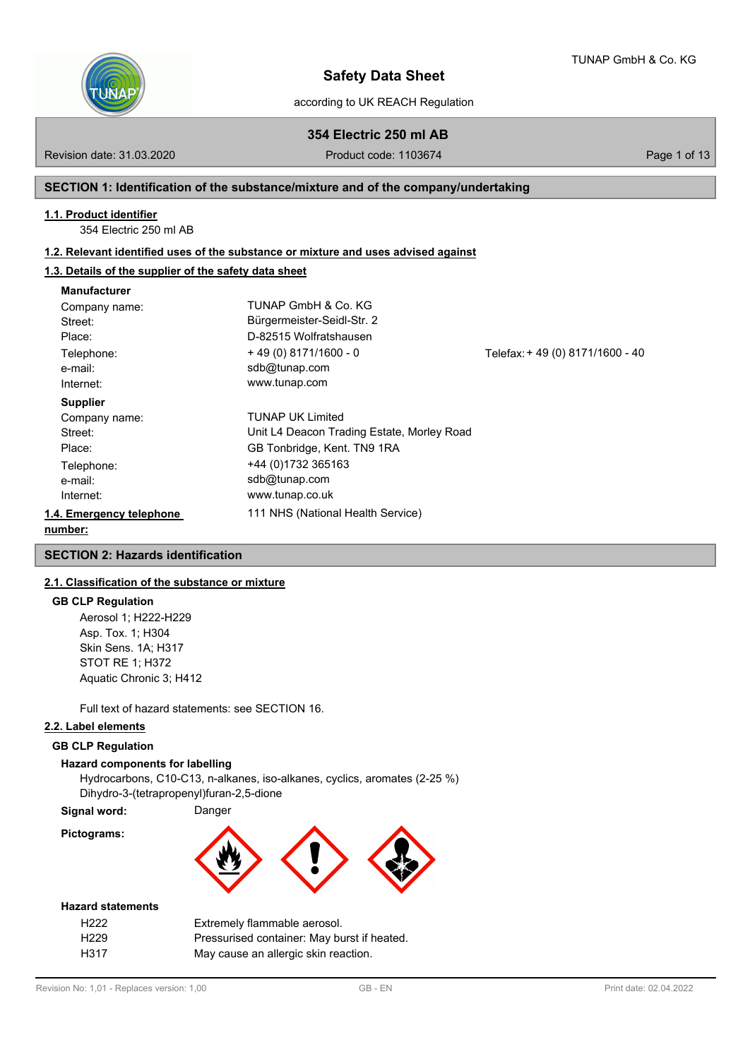# Safety Data Sheet

according to UK REACH Regulation

TUNAP GmbH & Co. KG

**354 Electric 250 ml AB**

Revision date: 31.03.2020 | Product code: 1103674

## SECTION 1: Identification of the substance/mixture and of the company/undertaking

### 1.1. Product identifier

354 Electric 250 ml AB

### 1.2. Relevant identified uses of the substance or mixture and uses advised against

### 1.3. Details of the supplier of the safety data sheet

**Manufacturer**

| | | |
|---|---|---|
| Company name: | TUNAP GmbH & Co. KG | |
| Street: | Bürgermeister-Seidl-Str. 2 | |
| Place: | D-82515 Wolfratshausen | |
| Telephone: | + 49 (0) 8171/1600 - 0 | Telefax: + 49 (0) 8171/1600 - 40 |
| e-mail: | sdb@tunap.com | |
| Internet: | www.tunap.com | |

**Supplier**

| | |
|---|---|
| Company name: | TUNAP UK Limited |
| Street: | Unit L4 Deacon Trading Estate, Morley Road |
| Place: | GB Tonbridge, Kent. TN9 1RA |
| Telephone: | +44 (0)1732 365163 |
| e-mail: | sdb@tunap.com |
| Internet: | www.tunap.co.uk |

### 1.4. Emergency telephone number:

111 NHS (National Health Service)

## SECTION 2: Hazards identification

### 2.1. Classification of the substance or mixture

**GB CLP Regulation**

Aerosol 1; H222-H229
Asp. Tox. 1; H304
Skin Sens. 1A; H317
STOT RE 1; H372
Aquatic Chronic 3; H412

Full text of hazard statements: see SECTION 16.

### 2.2. Label elements

**GB CLP Regulation**

**Hazard components for labelling**

Hydrocarbons, C10-C13, n-alkanes, iso-alkanes, cyclics, aromates (2-25 %)
Dihydro-3-(tetrapropenyl)furan-2,5-dione

**Signal word:** Danger

**Pictograms:**

**Hazard statements**

| | |
|---|---|
| H222 | Extremely flammable aerosol. |
| H229 | Pressurised container: May burst if heated. |
| H317 | May cause an allergic skin reaction. |

Revision No: 1,01 - Replaces version: 1,00 | GB - EN | Print date: 02.04.2022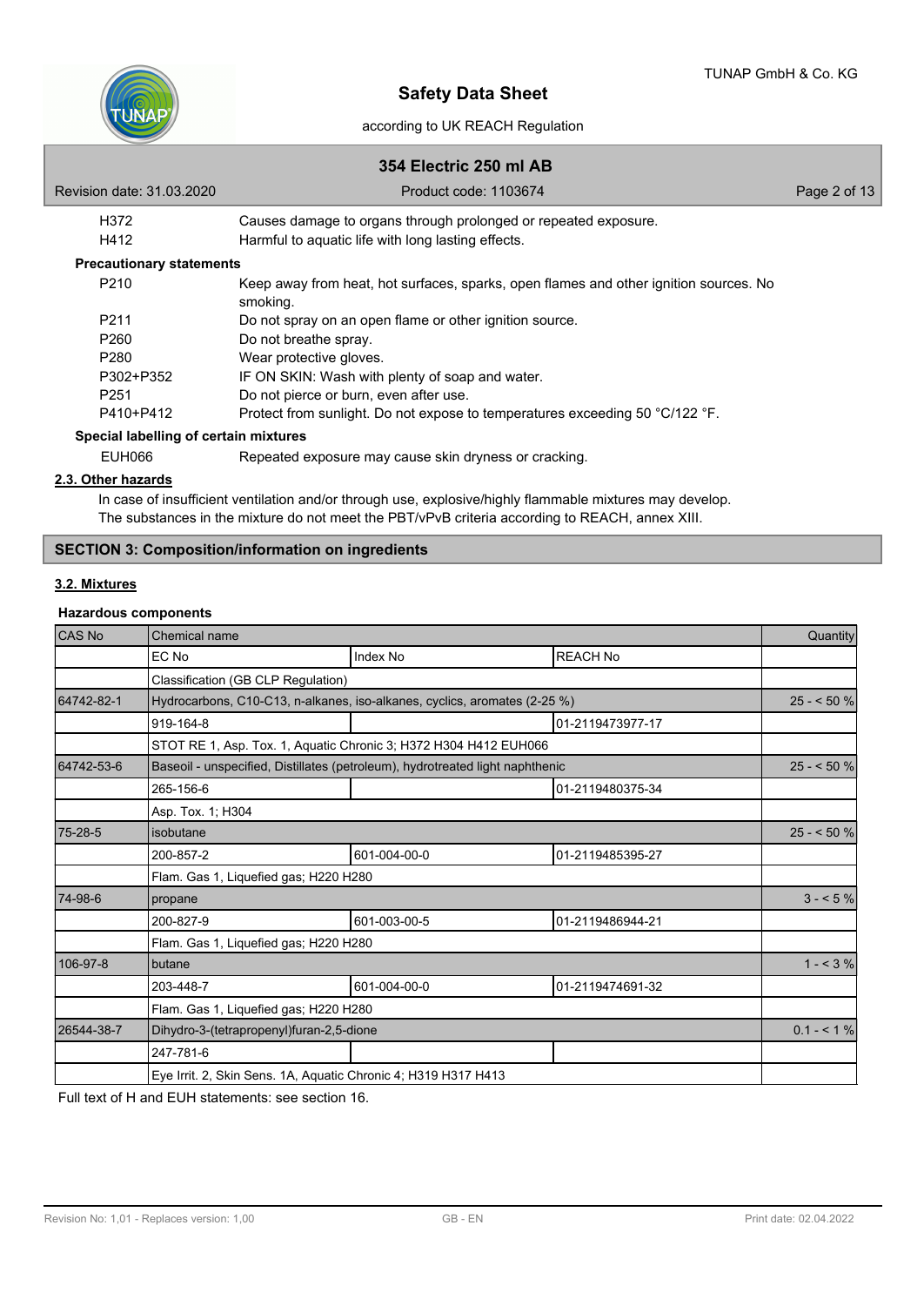| | |
|---|---|
| H372 | Causes damage to organs through prolonged or repeated exposure. |
| H412 | Harmful to aquatic life with long lasting effects. |

**Precautionary statements**

| | |
|---|---|
| P210 | Keep away from heat, hot surfaces, sparks, open flames and other ignition sources. No smoking. |
| P211 | Do not spray on an open flame or other ignition source. |
| P260 | Do not breathe spray. |
| P280 | Wear protective gloves. |
| P302+P352 | IF ON SKIN: Wash with plenty of soap and water. |
| P251 | Do not pierce or burn, even after use. |
| P410+P412 | Protect from sunlight. Do not expose to temperatures exceeding 50 °C/122 °F. |

**Special labelling of certain mixtures**

| | |
|---|---|
| EUH066 | Repeated exposure may cause skin dryness or cracking. |

### 2.3. Other hazards

In case of insufficient ventilation and/or through use, explosive/highly flammable mixtures may develop.
The substances in the mixture do not meet the PBT/vPvB criteria according to REACH, annex XIII.

## SECTION 3: Composition/information on ingredients

### 3.2. Mixtures

**Hazardous components**

| CAS No | Chemical name | | | Quantity |
|---|---|---|---|---|
| | EC No | Index No | REACH No | |
| | Classification (GB CLP Regulation) | | | |
| 64742-82-1 | Hydrocarbons, C10-C13, n-alkanes, iso-alkanes, cyclics, aromates (2-25 %) | | | 25 - < 50 % |
| | 919-164-8 | | 01-2119473977-17 | |
| | STOT RE 1, Asp. Tox. 1, Aquatic Chronic 3; H372 H304 H412 EUH066 | | | |
| 64742-53-6 | Baseoil - unspecified, Distillates (petroleum), hydrotreated light naphthenic | | | 25 - < 50 % |
| | 265-156-6 | | 01-2119480375-34 | |
| | Asp. Tox. 1; H304 | | | |
| 75-28-5 | isobutane | | | 25 - < 50 % |
| | 200-857-2 | 601-004-00-0 | 01-2119485395-27 | |
| | Flam. Gas 1, Liquefied gas; H220 H280 | | | |
| 74-98-6 | propane | | | 3 - < 5 % |
| | 200-827-9 | 601-003-00-5 | 01-2119486944-21 | |
| | Flam. Gas 1, Liquefied gas; H220 H280 | | | |
| 106-97-8 | butane | | | 1 - < 3 % |
| | 203-448-7 | 601-004-00-0 | 01-2119474691-32 | |
| | Flam. Gas 1, Liquefied gas; H220 H280 | | | |
| 26544-38-7 | Dihydro-3-(tetrapropenyl)furan-2,5-dione | | | 0.1 - < 1 % |
| | 247-781-6 | | | |
| | Eye Irrit. 2, Skin Sens. 1A, Aquatic Chronic 4; H319 H317 H413 | | | |

Full text of H and EUH statements: see section 16.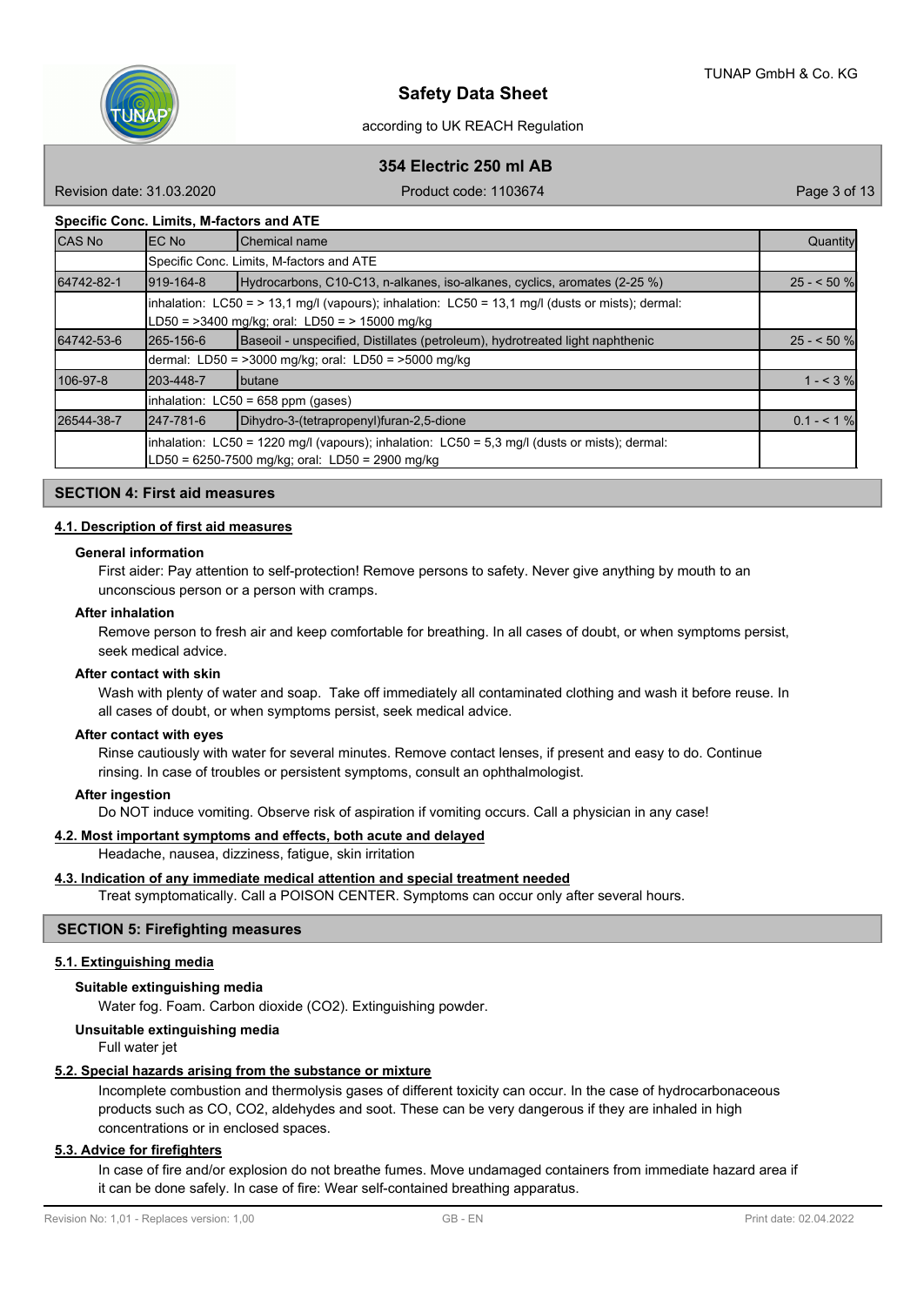**Specific Conc. Limits, M-factors and ATE**

| CAS No | EC No | Chemical name | Quantity |
|---|---|---|---|
| | Specific Conc. Limits, M-factors and ATE | | |
| 64742-82-1 | 919-164-8 | Hydrocarbons, C10-C13, n-alkanes, iso-alkanes, cyclics, aromates (2-25 %) | 25 - < 50 % |
| | inhalation: LC50 = > 13,1 mg/l (vapours); inhalation: LC50 = 13,1 mg/l (dusts or mists); dermal: LD50 = >3400 mg/kg; oral: LD50 = > 15000 mg/kg | | |
| 64742-53-6 | 265-156-6 | Baseoil - unspecified, Distillates (petroleum), hydrotreated light naphthenic | 25 - < 50 % |
| | dermal: LD50 = >3000 mg/kg; oral: LD50 = >5000 mg/kg | | |
| 106-97-8 | 203-448-7 | butane | 1 - < 3 % |
| | inhalation: LC50 = 658 ppm (gases) | | |
| 26544-38-7 | 247-781-6 | Dihydro-3-(tetrapropenyl)furan-2,5-dione | 0.1 - < 1 % |
| | inhalation: LC50 = 1220 mg/l (vapours); inhalation: LC50 = 5,3 mg/l (dusts or mists); dermal: LD50 = 6250-7500 mg/kg; oral: LD50 = 2900 mg/kg | | |

## SECTION 4: First aid measures

### 4.1. Description of first aid measures

**General information**

First aider: Pay attention to self-protection! Remove persons to safety. Never give anything by mouth to an unconscious person or a person with cramps.

**After inhalation**

Remove person to fresh air and keep comfortable for breathing. In all cases of doubt, or when symptoms persist, seek medical advice.

**After contact with skin**

Wash with plenty of water and soap. Take off immediately all contaminated clothing and wash it before reuse. In all cases of doubt, or when symptoms persist, seek medical advice.

**After contact with eyes**

Rinse cautiously with water for several minutes. Remove contact lenses, if present and easy to do. Continue rinsing. In case of troubles or persistent symptoms, consult an ophthalmologist.

**After ingestion**

Do NOT induce vomiting. Observe risk of aspiration if vomiting occurs. Call a physician in any case!

### 4.2. Most important symptoms and effects, both acute and delayed

Headache, nausea, dizziness, fatigue, skin irritation

### 4.3. Indication of any immediate medical attention and special treatment needed

Treat symptomatically. Call a POISON CENTER. Symptoms can occur only after several hours.

## SECTION 5: Firefighting measures

### 5.1. Extinguishing media

**Suitable extinguishing media**

Water fog. Foam. Carbon dioxide ($CO_2$). Extinguishing powder.

**Unsuitable extinguishing media**

Full water jet

### 5.2. Special hazards arising from the substance or mixture

Incomplete combustion and thermolysis gases of different toxicity can occur. In the case of hydrocarbonaceous products such as CO, $CO_2$, aldehydes and soot. These can be very dangerous if they are inhaled in high concentrations or in enclosed spaces.

### 5.3. Advice for firefighters

In case of fire and/or explosion do not breathe fumes. Move undamaged containers from immediate hazard area if it can be done safely. In case of fire: Wear self-contained breathing apparatus.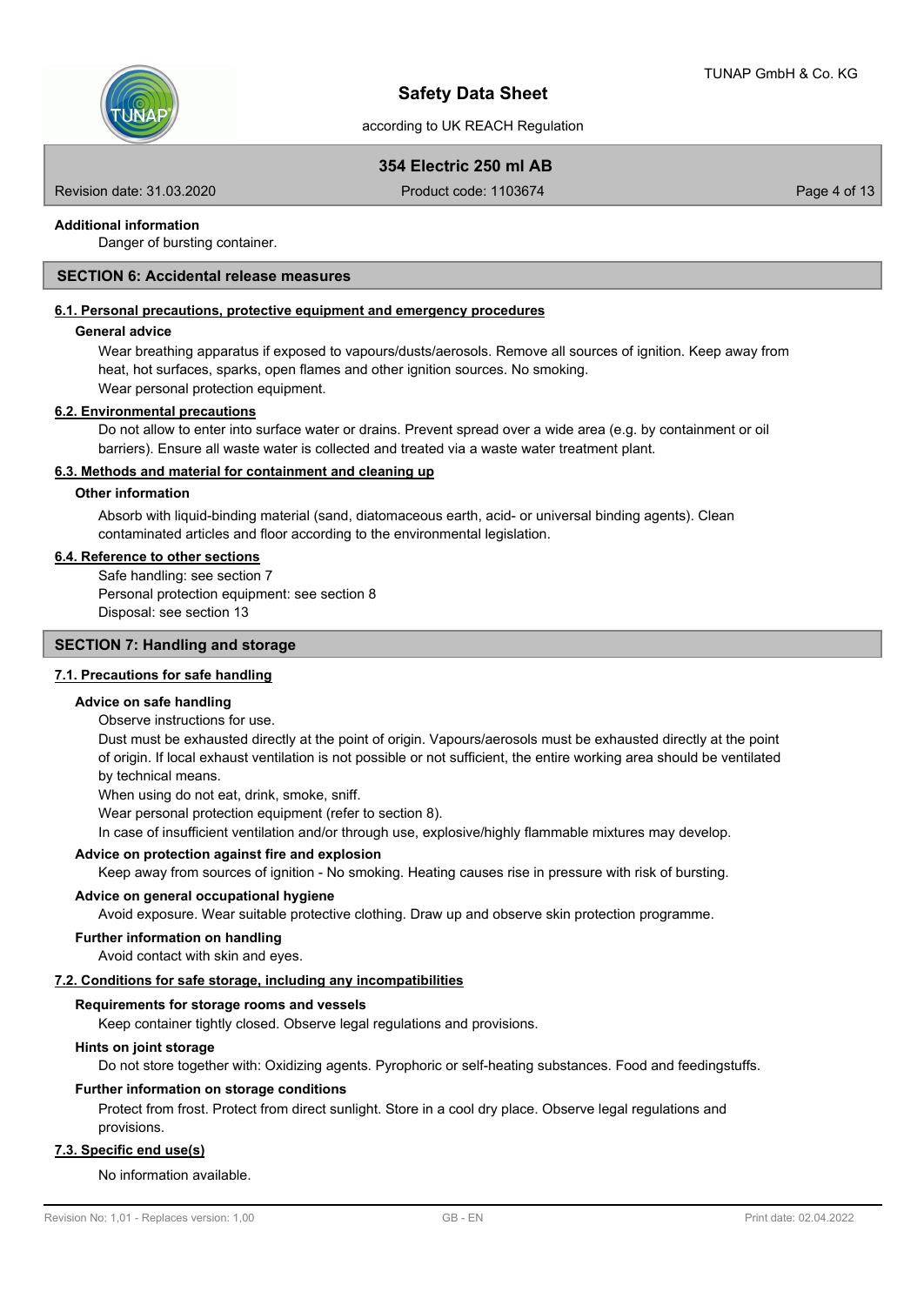**Additional information**

Danger of bursting container.

## SECTION 6: Accidental release measures

### 6.1. Personal precautions, protective equipment and emergency procedures

**General advice**

Wear breathing apparatus if exposed to vapours/dusts/aerosols. Remove all sources of ignition. Keep away from heat, hot surfaces, sparks, open flames and other ignition sources. No smoking.
Wear personal protection equipment.

### 6.2. Environmental precautions

Do not allow to enter into surface water or drains. Prevent spread over a wide area (e.g. by containment or oil barriers). Ensure all waste water is collected and treated via a waste water treatment plant.

### 6.3. Methods and material for containment and cleaning up

**Other information**

Absorb with liquid-binding material (sand, diatomaceous earth, acid- or universal binding agents). Clean contaminated articles and floor according to the environmental legislation.

### 6.4. Reference to other sections

Safe handling: see section 7
Personal protection equipment: see section 8
Disposal: see section 13

## SECTION 7: Handling and storage

### 7.1. Precautions for safe handling

**Advice on safe handling**

Observe instructions for use.
Dust must be exhausted directly at the point of origin. Vapours/aerosols must be exhausted directly at the point of origin. If local exhaust ventilation is not possible or not sufficient, the entire working area should be ventilated by technical means.
When using do not eat, drink, smoke, sniff.
Wear personal protection equipment (refer to section 8).
In case of insufficient ventilation and/or through use, explosive/highly flammable mixtures may develop.

**Advice on protection against fire and explosion**

Keep away from sources of ignition - No smoking. Heating causes rise in pressure with risk of bursting.

**Advice on general occupational hygiene**

Avoid exposure. Wear suitable protective clothing. Draw up and observe skin protection programme.

**Further information on handling**

Avoid contact with skin and eyes.

### 7.2. Conditions for safe storage, including any incompatibilities

**Requirements for storage rooms and vessels**

Keep container tightly closed. Observe legal regulations and provisions.

**Hints on joint storage**

Do not store together with: Oxidizing agents. Pyrophoric or self-heating substances. Food and feedingstuffs.

**Further information on storage conditions**

Protect from frost. Protect from direct sunlight. Store in a cool dry place. Observe legal regulations and provisions.

### 7.3. Specific end use(s)

No information available.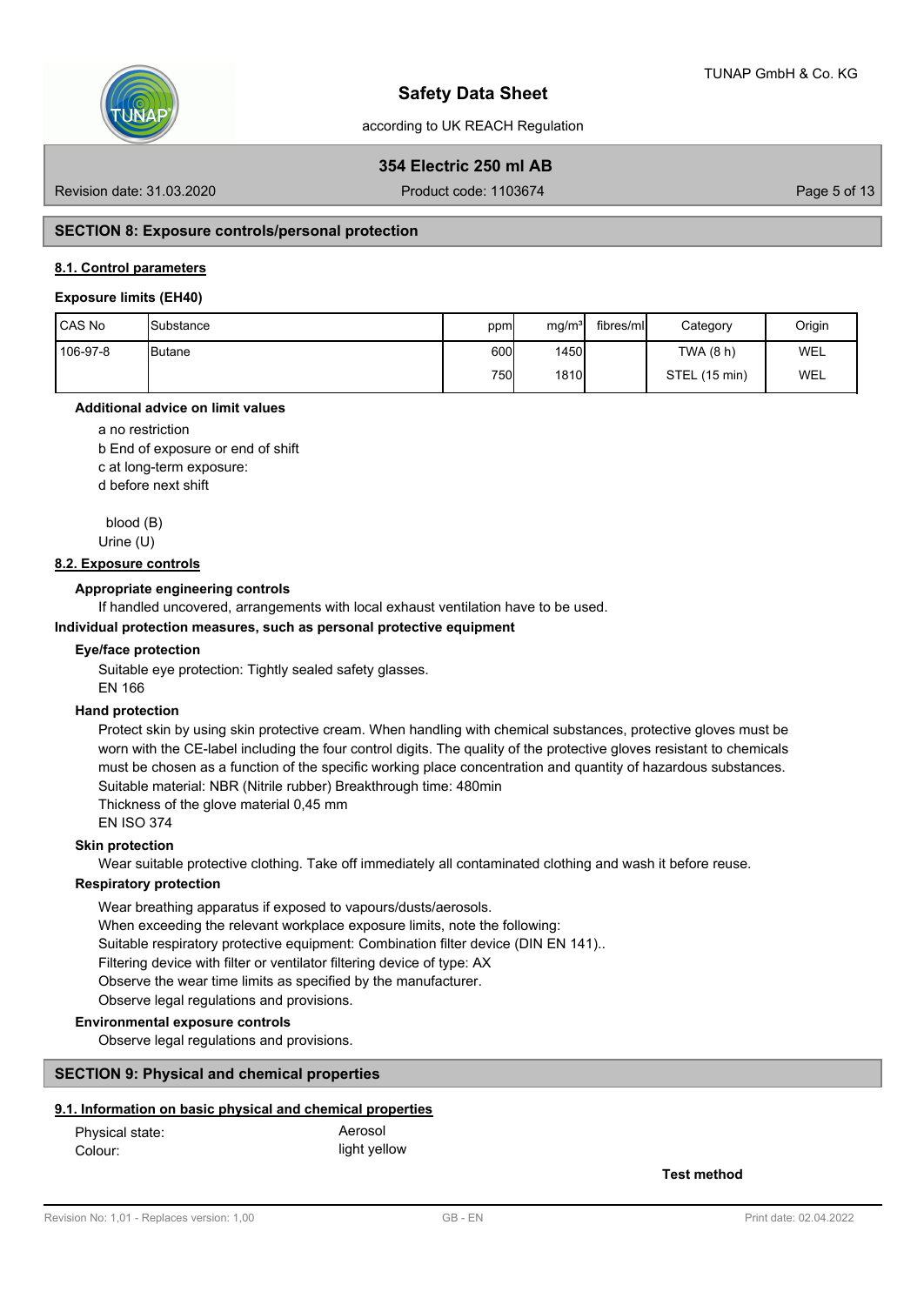## SECTION 8: Exposure controls/personal protection

### 8.1. Control parameters

**Exposure limits (EH40)**

| CAS No | Substance | ppm | mg/m³ | fibres/ml | Category | Origin |
|---|---|---|---|---|---|---|
| 106-97-8 | Butane | 600 | 1450 | | TWA (8 h) | WEL |
| | | 750 | 1810 | | STEL (15 min) | WEL |

**Additional advice on limit values**

a no restriction
b End of exposure or end of shift
c at long-term exposure:
d before next shift

blood (B)
Urine (U)

### 8.2. Exposure controls

**Appropriate engineering controls**

If handled uncovered, arrangements with local exhaust ventilation have to be used.

**Individual protection measures, such as personal protective equipment**

**Eye/face protection**

Suitable eye protection: Tightly sealed safety glasses.
EN 166

**Hand protection**

Protect skin by using skin protective cream. When handling with chemical substances, protective gloves must be worn with the CE-label including the four control digits. The quality of the protective gloves resistant to chemicals must be chosen as a function of the specific working place concentration and quantity of hazardous substances.
Suitable material: NBR (Nitrile rubber) Breakthrough time: 480min
Thickness of the glove material 0,45 mm
EN ISO 374

**Skin protection**

Wear suitable protective clothing. Take off immediately all contaminated clothing and wash it before reuse.

**Respiratory protection**

Wear breathing apparatus if exposed to vapours/dusts/aerosols.
When exceeding the relevant workplace exposure limits, note the following:
Suitable respiratory protective equipment: Combination filter device (DIN EN 141)..
Filtering device with filter or ventilator filtering device of type: AX
Observe the wear time limits as specified by the manufacturer.
Observe legal regulations and provisions.

**Environmental exposure controls**

Observe legal regulations and provisions.

## SECTION 9: Physical and chemical properties

### 9.1. Information on basic physical and chemical properties

| | |
|---|---|
| Physical state: | Aerosol |
| Colour: | light yellow |

**Test method**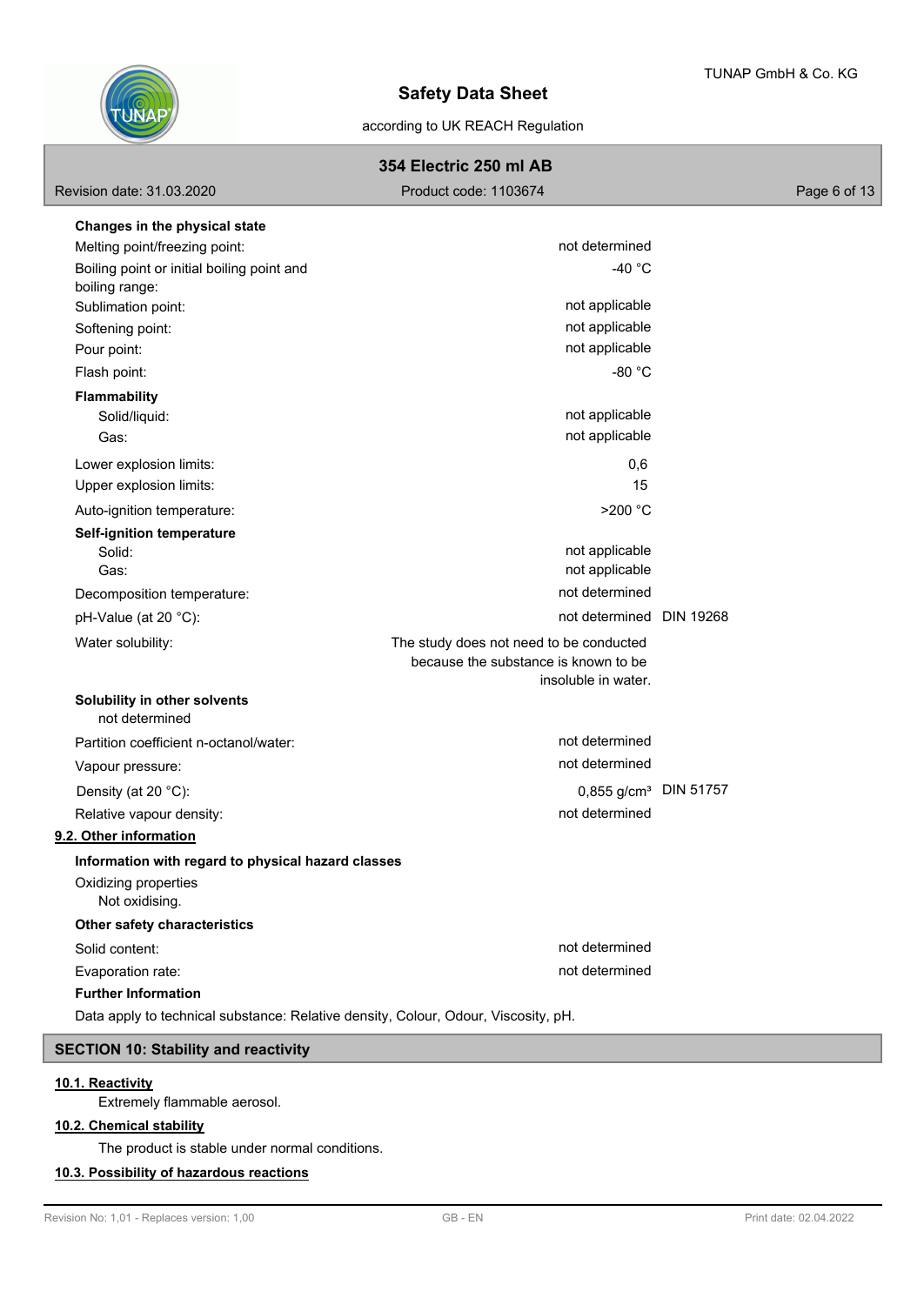**Changes in the physical state**

| | | |
|---|---|---|
| Melting point/freezing point: | not determined | |
| Boiling point or initial boiling point and boiling range: | -40 °C | |
| Sublimation point: | not applicable | |
| Softening point: | not applicable | |
| Pour point: | not applicable | |
| Flash point: | -80 °C | |

**Flammability**

| | | |
|---|---|---|
| Solid/liquid: | not applicable | |
| Gas: | not applicable | |
| Lower explosion limits: | 0,6 | |
| Upper explosion limits: | 15 | |
| Auto-ignition temperature: | >200 °C | |

**Self-ignition temperature**

| | | |
|---|---|---|
| Solid: | not applicable | |
| Gas: | not applicable | |
| Decomposition temperature: | not determined | |
| pH-Value (at 20 °C): | not determined | DIN 19268 |
| Water solubility: | The study does not need to be conducted because the substance is known to be insoluble in water. | |

**Solubility in other solvents**

not determined

| | | |
|---|---|---|
| Partition coefficient n-octanol/water: | not determined | |
| Vapour pressure: | not determined | |
| Density (at 20 °C): | 0,855 g/cm³ | DIN 51757 |
| Relative vapour density: | not determined | |

## 9.2. Other information

**Information with regard to physical hazard classes**

Oxidizing properties

Not oxidising.

**Other safety characteristics**

| | |
|---|---|
| Solid content: | not determined |
| Evaporation rate: | not determined |

**Further Information**

Data apply to technical substance: Relative density, Colour, Odour, Viscosity, pH.

# SECTION 10: Stability and reactivity

## 10.1. Reactivity

Extremely flammable aerosol.

## 10.2. Chemical stability

The product is stable under normal conditions.

## 10.3. Possibility of hazardous reactions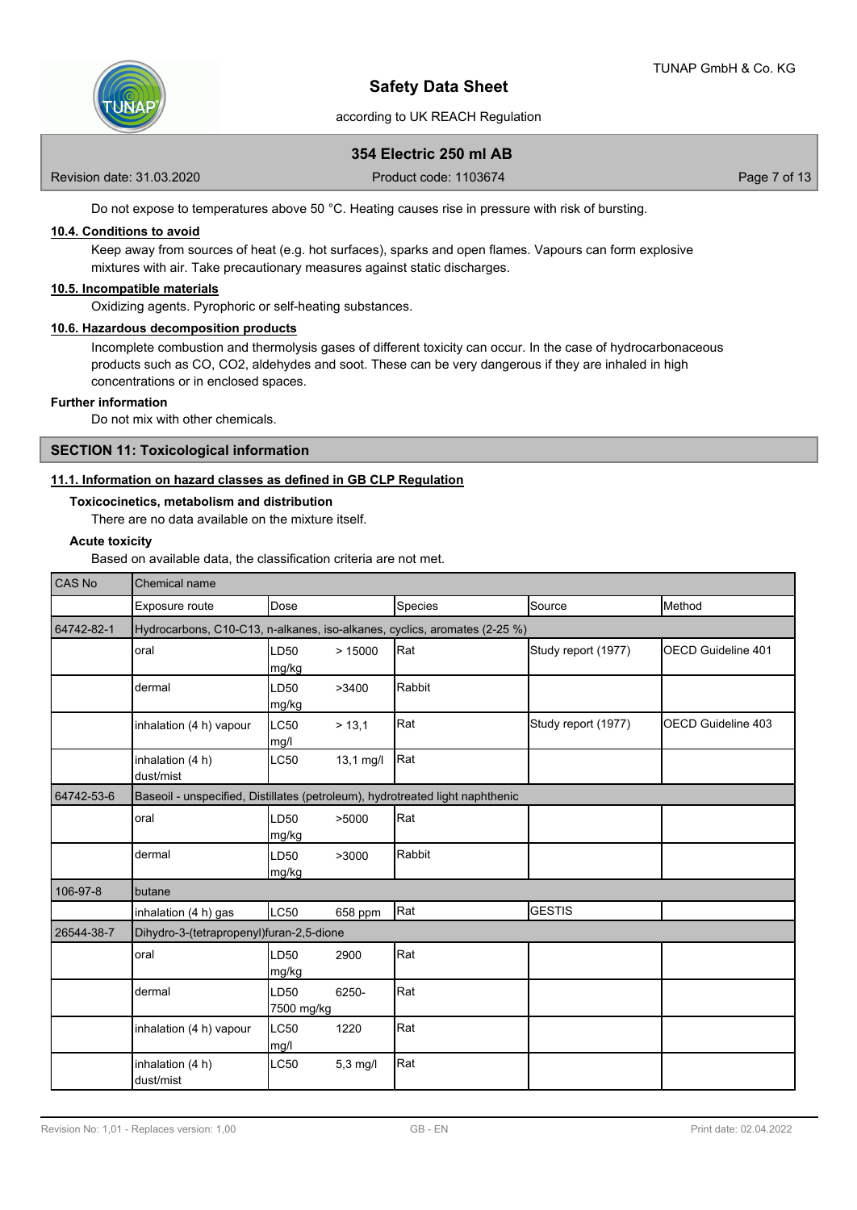Do not expose to temperatures above 50 °C. Heating causes rise in pressure with risk of bursting.

### 10.4. Conditions to avoid

Keep away from sources of heat (e.g. hot surfaces), sparks and open flames. Vapours can form explosive mixtures with air. Take precautionary measures against static discharges.

### 10.5. Incompatible materials

Oxidizing agents. Pyrophoric or self-heating substances.

### 10.6. Hazardous decomposition products

Incomplete combustion and thermolysis gases of different toxicity can occur. In the case of hydrocarbonaceous products such as CO, $CO_2$, aldehydes and soot. These can be very dangerous if they are inhaled in high concentrations or in enclosed spaces.

**Further information**

Do not mix with other chemicals.

## SECTION 11: Toxicological information

### 11.1. Information on hazard classes as defined in GB CLP Regulation

**Toxicocinetics, metabolism and distribution**

There are no data available on the mixture itself.

**Acute toxicity**

Based on available data, the classification criteria are not met.

| CAS No | Chemical name | | | | |
|---|---|---|---|---|---|
| | Exposure route | Dose | Species | Source | Method |
| 64742-82-1 | Hydrocarbons, C10-C13, n-alkanes, iso-alkanes, cyclics, aromates (2-25 %) | | | | |
| | oral | LD50 > 15000 mg/kg | Rat | Study report (1977) | OECD Guideline 401 |
| | dermal | LD50 >3400 mg/kg | Rabbit | | |
| | inhalation (4 h) vapour | LC50 > 13,1 mg/l | Rat | Study report (1977) | OECD Guideline 403 |
| | inhalation (4 h) dust/mist | LC50 13,1 mg/l | Rat | | |
| 64742-53-6 | Baseoil - unspecified, Distillates (petroleum), hydrotreated light naphthenic | | | | |
| | oral | LD50 >5000 mg/kg | Rat | | |
| | dermal | LD50 >3000 mg/kg | Rabbit | | |
| 106-97-8 | butane | | | | |
| | inhalation (4 h) gas | LC50 658 ppm | Rat | GESTIS | |
| 26544-38-7 | Dihydro-3-(tetrapropenyl)furan-2,5-dione | | | | |
| | oral | LD50 2900 mg/kg | Rat | | |
| | dermal | LD50 6250-7500 mg/kg | Rat | | |
| | inhalation (4 h) vapour | LC50 1220 mg/l | Rat | | |
| | inhalation (4 h) dust/mist | LC50 5,3 mg/l | Rat | | |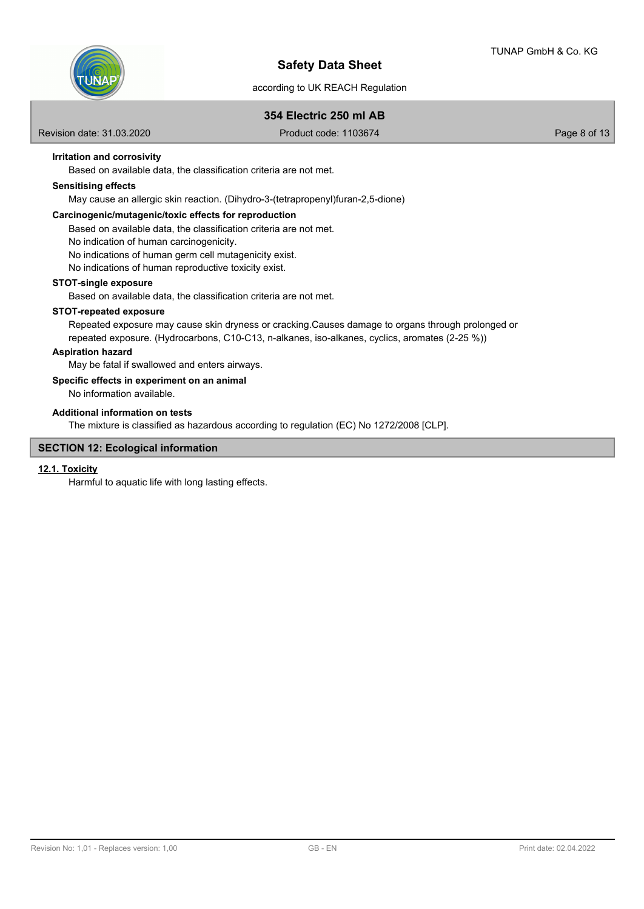**Irritation and corrosivity**

Based on available data, the classification criteria are not met.

**Sensitising effects**

May cause an allergic skin reaction. (Dihydro-3-(tetrapropenyl)furan-2,5-dione)

**Carcinogenic/mutagenic/toxic effects for reproduction**

Based on available data, the classification criteria are not met.
No indication of human carcinogenicity.
No indications of human germ cell mutagenicity exist.
No indications of human reproductive toxicity exist.

**STOT-single exposure**

Based on available data, the classification criteria are not met.

**STOT-repeated exposure**

Repeated exposure may cause skin dryness or cracking.Causes damage to organs through prolonged or repeated exposure. (Hydrocarbons, C10-C13, n-alkanes, iso-alkanes, cyclics, aromates (2-25 %))

**Aspiration hazard**

May be fatal if swallowed and enters airways.

**Specific effects in experiment on an animal**

No information available.

**Additional information on tests**

The mixture is classified as hazardous according to regulation (EC) No 1272/2008 [CLP].

## SECTION 12: Ecological information

### 12.1. Toxicity

Harmful to aquatic life with long lasting effects.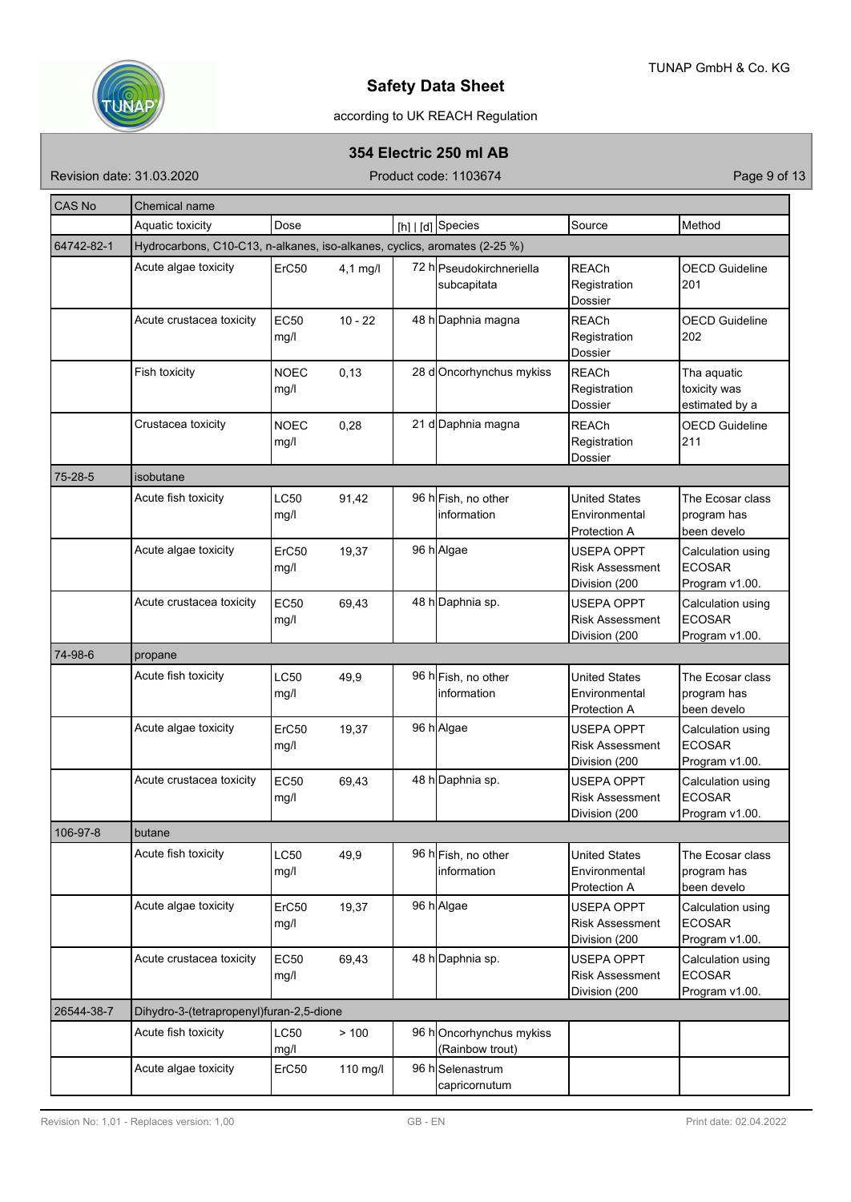| CAS No | Chemical name | | | | | |
|---|---|---|---|---|---|---|
| | Aquatic toxicity | Dose | | [h] \| [d] | Species | Source | Method |
| 64742-82-1 | Hydrocarbons, C10-C13, n-alkanes, iso-alkanes, cyclics, aromates (2-25 %) | | | | | | |
| | Acute algae toxicity | ErC50 | 4,1 mg/l | 72 h | Pseudokirchneriella subcapitata | REACh Registration Dossier | OECD Guideline 201 |
| | Acute crustacea toxicity | EC50 mg/l | 10 - 22 | 48 h | Daphnia magna | REACh Registration Dossier | OECD Guideline 202 |
| | Fish toxicity | NOEC mg/l | 0,13 | 28 d | Oncorhynchus mykiss | REACh Registration Dossier | Tha aquatic toxicity was estimated by a |
| | Crustacea toxicity | NOEC mg/l | 0,28 | 21 d | Daphnia magna | REACh Registration Dossier | OECD Guideline 211 |
| 75-28-5 | isobutane | | | | | | |
| | Acute fish toxicity | LC50 mg/l | 91,42 | 96 h | Fish, no other information | United States Environmental Protection A | The Ecosar class program has been develo |
| | Acute algae toxicity | ErC50 mg/l | 19,37 | 96 h | Algae | USEPA OPPT Risk Assessment Division (200 | Calculation using ECOSAR Program v1.00. |
| | Acute crustacea toxicity | EC50 mg/l | 69,43 | 48 h | Daphnia sp. | USEPA OPPT Risk Assessment Division (200 | Calculation using ECOSAR Program v1.00. |
| 74-98-6 | propane | | | | | | |
| | Acute fish toxicity | LC50 mg/l | 49,9 | 96 h | Fish, no other information | United States Environmental Protection A | The Ecosar class program has been develo |
| | Acute algae toxicity | ErC50 mg/l | 19,37 | 96 h | Algae | USEPA OPPT Risk Assessment Division (200 | Calculation using ECOSAR Program v1.00. |
| | Acute crustacea toxicity | EC50 mg/l | 69,43 | 48 h | Daphnia sp. | USEPA OPPT Risk Assessment Division (200 | Calculation using ECOSAR Program v1.00. |
| 106-97-8 | butane | | | | | | |
| | Acute fish toxicity | LC50 mg/l | 49,9 | 96 h | Fish, no other information | United States Environmental Protection A | The Ecosar class program has been develo |
| | Acute algae toxicity | ErC50 mg/l | 19,37 | 96 h | Algae | USEPA OPPT Risk Assessment Division (200 | Calculation using ECOSAR Program v1.00. |
| | Acute crustacea toxicity | EC50 mg/l | 69,43 | 48 h | Daphnia sp. | USEPA OPPT Risk Assessment Division (200 | Calculation using ECOSAR Program v1.00. |
| 26544-38-7 | Dihydro-3-(tetrapropenyl)furan-2,5-dione | | | | | | |
| | Acute fish toxicity | LC50 mg/l | > 100 | 96 h | Oncorhynchus mykiss (Rainbow trout) | | |
| | Acute algae toxicity | ErC50 | 110 mg/l | 96 h | Selenastrum capricornutum | | |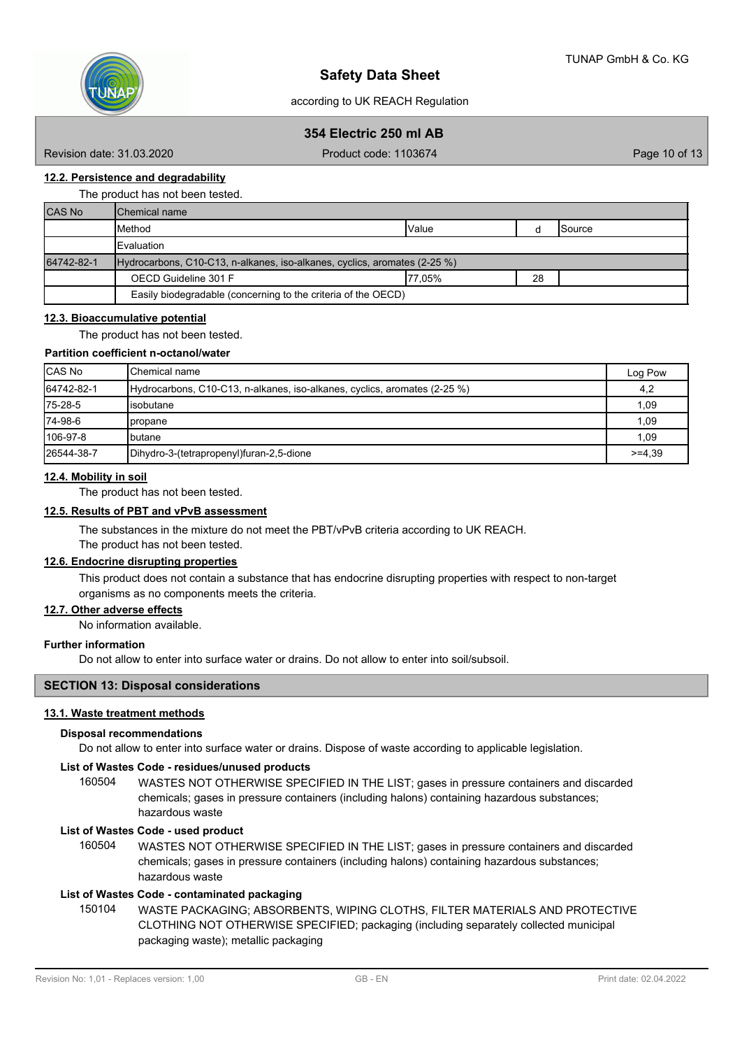#### 12.2. Persistence and degradability

The product has not been tested.

| CAS No | Chemical name | | | |
|---|---|---|---|---|
| | Method | Value | d | Source |
| | Evaluation | | | |
| 64742-82-1 | Hydrocarbons, C10-C13, n-alkanes, iso-alkanes, cyclics, aromates (2-25 %) | | | |
| | OECD Guideline 301 F | 77,05% | 28 | |
| | Easily biodegradable (concerning to the criteria of the OECD) | | | |

#### 12.3. Bioaccumulative potential

The product has not been tested.

**Partition coefficient n-octanol/water**

| CAS No | Chemical name | Log Pow |
|---|---|---|
| 64742-82-1 | Hydrocarbons, C10-C13, n-alkanes, iso-alkanes, cyclics, aromates (2-25 %) | 4,2 |
| 75-28-5 | isobutane | 1,09 |
| 74-98-6 | propane | 1,09 |
| 106-97-8 | butane | 1,09 |
| 26544-38-7 | Dihydro-3-(tetrapropenyl)furan-2,5-dione | >=4,39 |

#### 12.4. Mobility in soil

The product has not been tested.

#### 12.5. Results of PBT and vPvB assessment

The substances in the mixture do not meet the PBT/vPvB criteria according to UK REACH.
The product has not been tested.

#### 12.6. Endocrine disrupting properties

This product does not contain a substance that has endocrine disrupting properties with respect to non-target organisms as no components meets the criteria.

#### 12.7. Other adverse effects

No information available.

**Further information**

Do not allow to enter into surface water or drains. Do not allow to enter into soil/subsoil.

## SECTION 13: Disposal considerations

#### 13.1. Waste treatment methods

**Disposal recommendations**

Do not allow to enter into surface water or drains. Dispose of waste according to applicable legislation.

**List of Wastes Code - residues/unused products**

160504 WASTES NOT OTHERWISE SPECIFIED IN THE LIST; gases in pressure containers and discarded chemicals; gases in pressure containers (including halons) containing hazardous substances; hazardous waste

**List of Wastes Code - used product**

160504 WASTES NOT OTHERWISE SPECIFIED IN THE LIST; gases in pressure containers and discarded chemicals; gases in pressure containers (including halons) containing hazardous substances; hazardous waste

**List of Wastes Code - contaminated packaging**

150104 WASTE PACKAGING; ABSORBENTS, WIPING CLOTHS, FILTER MATERIALS AND PROTECTIVE CLOTHING NOT OTHERWISE SPECIFIED; packaging (including separately collected municipal packaging waste); metallic packaging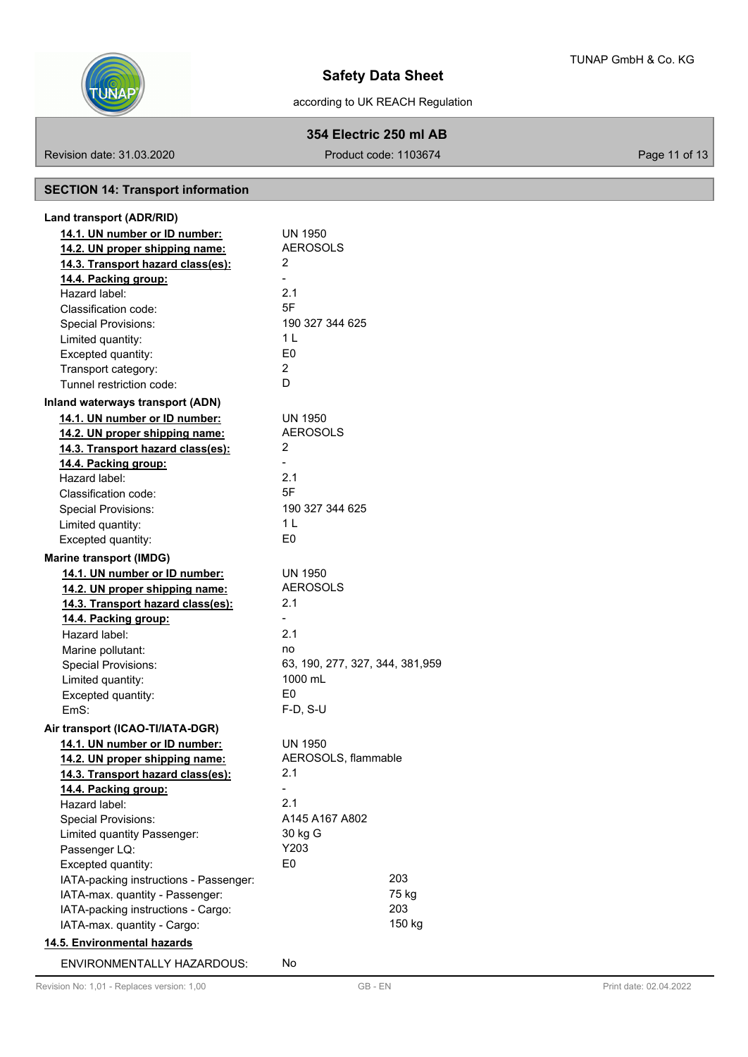## SECTION 14: Transport information

**Land transport (ADR/RID)**

| | |
|---|---|
| **14.1. UN number or ID number:** | UN 1950 |
| **14.2. UN proper shipping name:** | AEROSOLS |
| **14.3. Transport hazard class(es):** | 2 |
| **14.4. Packing group:** | - |
| Hazard label: | 2.1 |
| Classification code: | 5F |
| Special Provisions: | 190 327 344 625 |
| Limited quantity: | 1 L |
| Excepted quantity: | E0 |
| Transport category: | 2 |
| Tunnel restriction code: | D |

**Inland waterways transport (ADN)**

| | |
|---|---|
| **14.1. UN number or ID number:** | UN 1950 |
| **14.2. UN proper shipping name:** | AEROSOLS |
| **14.3. Transport hazard class(es):** | 2 |
| **14.4. Packing group:** | - |
| Hazard label: | 2.1 |
| Classification code: | 5F |
| Special Provisions: | 190 327 344 625 |
| Limited quantity: | 1 L |
| Excepted quantity: | E0 |

**Marine transport (IMDG)**

| | |
|---|---|
| **14.1. UN number or ID number:** | UN 1950 |
| **14.2. UN proper shipping name:** | AEROSOLS |
| **14.3. Transport hazard class(es):** | 2.1 |
| **14.4. Packing group:** | - |
| Hazard label: | 2.1 |
| Marine pollutant: | no |
| Special Provisions: | 63, 190, 277, 327, 344, 381,959 |
| Limited quantity: | 1000 mL |
| Excepted quantity: | E0 |
| EmS: | F-D, S-U |

**Air transport (ICAO-TI/IATA-DGR)**

| | |
|---|---|
| **14.1. UN number or ID number:** | UN 1950 |
| **14.2. UN proper shipping name:** | AEROSOLS, flammable |
| **14.3. Transport hazard class(es):** | 2.1 |
| **14.4. Packing group:** | - |
| Hazard label: | 2.1 |
| Special Provisions: | A145 A167 A802 |
| Limited quantity Passenger: | 30 kg G |
| Passenger LQ: | Y203 |
| Excepted quantity: | E0 |
| IATA-packing instructions - Passenger: | 203 |
| IATA-max. quantity - Passenger: | 75 kg |
| IATA-packing instructions - Cargo: | 203 |
| IATA-max. quantity - Cargo: | 150 kg |

**14.5. Environmental hazards**

ENVIRONMENTALLY HAZARDOUS: No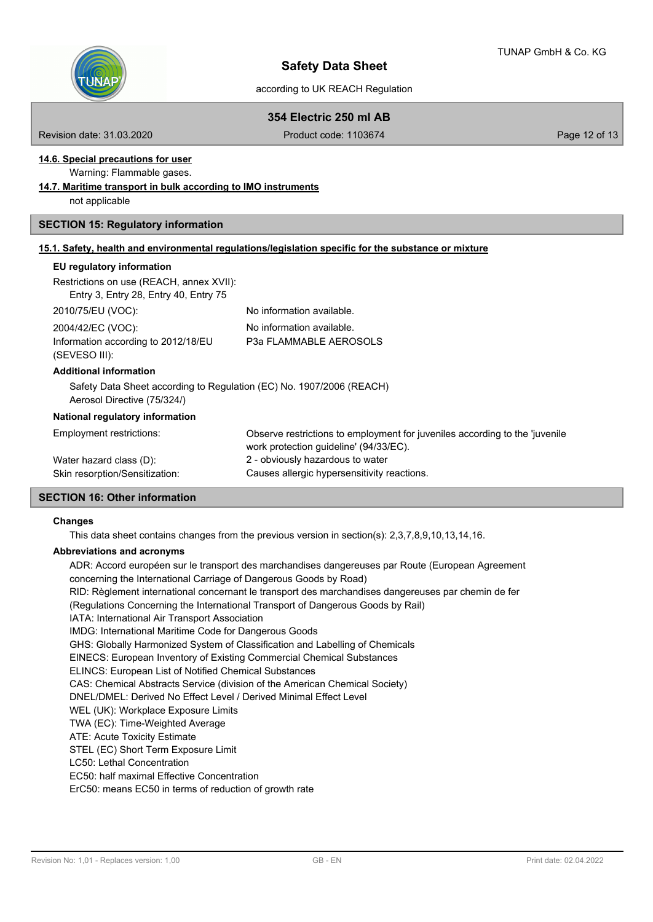#### 14.6. Special precautions for user

Warning: Flammable gases.

#### 14.7. Maritime transport in bulk according to IMO instruments

not applicable

## SECTION 15: Regulatory information

#### 15.1. Safety, health and environmental regulations/legislation specific for the substance or mixture

**EU regulatory information**

Restrictions on use (REACH, annex XVII):
Entry 3, Entry 28, Entry 40, Entry 75

| | |
|---|---|
| 2010/75/EU (VOC): | No information available. |
| 2004/42/EC (VOC): | No information available. |
| Information according to 2012/18/EU (SEVESO III): | P3a FLAMMABLE AEROSOLS |

**Additional information**

Safety Data Sheet according to Regulation (EC) No. 1907/2006 (REACH)
Aerosol Directive (75/324/)

**National regulatory information**

| | |
|---|---|
| Employment restrictions: | Observe restrictions to employment for juveniles according to the 'juvenile work protection guideline' (94/33/EC). |
| Water hazard class (D): | 2 - obviously hazardous to water |
| Skin resorption/Sensitization: | Causes allergic hypersensitivity reactions. |

## SECTION 16: Other information

**Changes**

This data sheet contains changes from the previous version in section(s): 2,3,7,8,9,10,13,14,16.

**Abbreviations and acronyms**

ADR: Accord européen sur le transport des marchandises dangereuses par Route (European Agreement concerning the International Carriage of Dangerous Goods by Road)
RID: Règlement international concernant le transport des marchandises dangereuses par chemin de fer (Regulations Concerning the International Transport of Dangerous Goods by Rail)
IATA: International Air Transport Association
IMDG: International Maritime Code for Dangerous Goods
GHS: Globally Harmonized System of Classification and Labelling of Chemicals
EINECS: European Inventory of Existing Commercial Chemical Substances
ELINCS: European List of Notified Chemical Substances
CAS: Chemical Abstracts Service (division of the American Chemical Society)
DNEL/DMEL: Derived No Effect Level / Derived Minimal Effect Level
WEL (UK): Workplace Exposure Limits
TWA (EC): Time-Weighted Average
ATE: Acute Toxicity Estimate
STEL (EC) Short Term Exposure Limit
LC50: Lethal Concentration
EC50: half maximal Effective Concentration
ErC50: means EC50 in terms of reduction of growth rate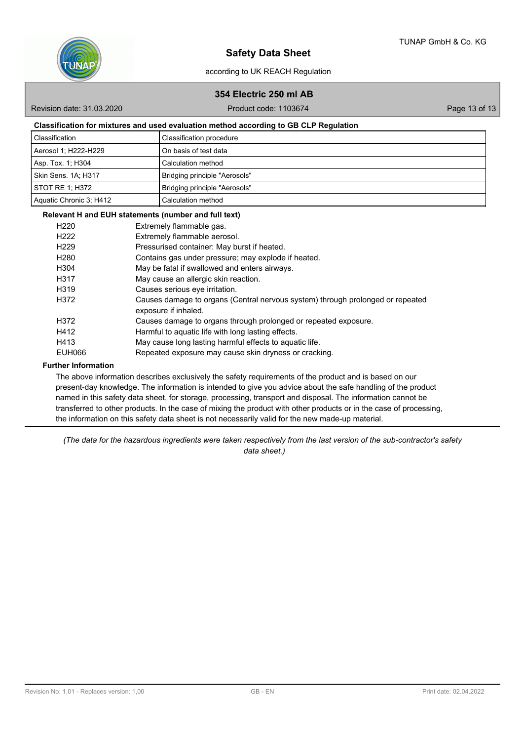**Classification for mixtures and used evaluation method according to GB CLP Regulation**

| Classification | Classification procedure |
|---|---|
| Aerosol 1; H222-H229 | On basis of test data |
| Asp. Tox. 1; H304 | Calculation method |
| Skin Sens. 1A; H317 | Bridging principle "Aerosols" |
| STOT RE 1; H372 | Bridging principle "Aerosols" |
| Aquatic Chronic 3; H412 | Calculation method |

**Relevant H and EUH statements (number and full text)**

| | |
|---|---|
| H220 | Extremely flammable gas. |
| H222 | Extremely flammable aerosol. |
| H229 | Pressurised container: May burst if heated. |
| H280 | Contains gas under pressure; may explode if heated. |
| H304 | May be fatal if swallowed and enters airways. |
| H317 | May cause an allergic skin reaction. |
| H319 | Causes serious eye irritation. |
| H372 | Causes damage to organs (Central nervous system) through prolonged or repeated exposure if inhaled. |
| H372 | Causes damage to organs through prolonged or repeated exposure. |
| H412 | Harmful to aquatic life with long lasting effects. |
| H413 | May cause long lasting harmful effects to aquatic life. |
| EUH066 | Repeated exposure may cause skin dryness or cracking. |

**Further Information**

The above information describes exclusively the safety requirements of the product and is based on our present-day knowledge. The information is intended to give you advice about the safe handling of the product named in this safety data sheet, for storage, processing, transport and disposal. The information cannot be transferred to other products. In the case of mixing the product with other products or in the case of processing, the information on this safety data sheet is not necessarily valid for the new made-up material.

*(The data for the hazardous ingredients were taken respectively from the last version of the sub-contractor's safety data sheet.)*